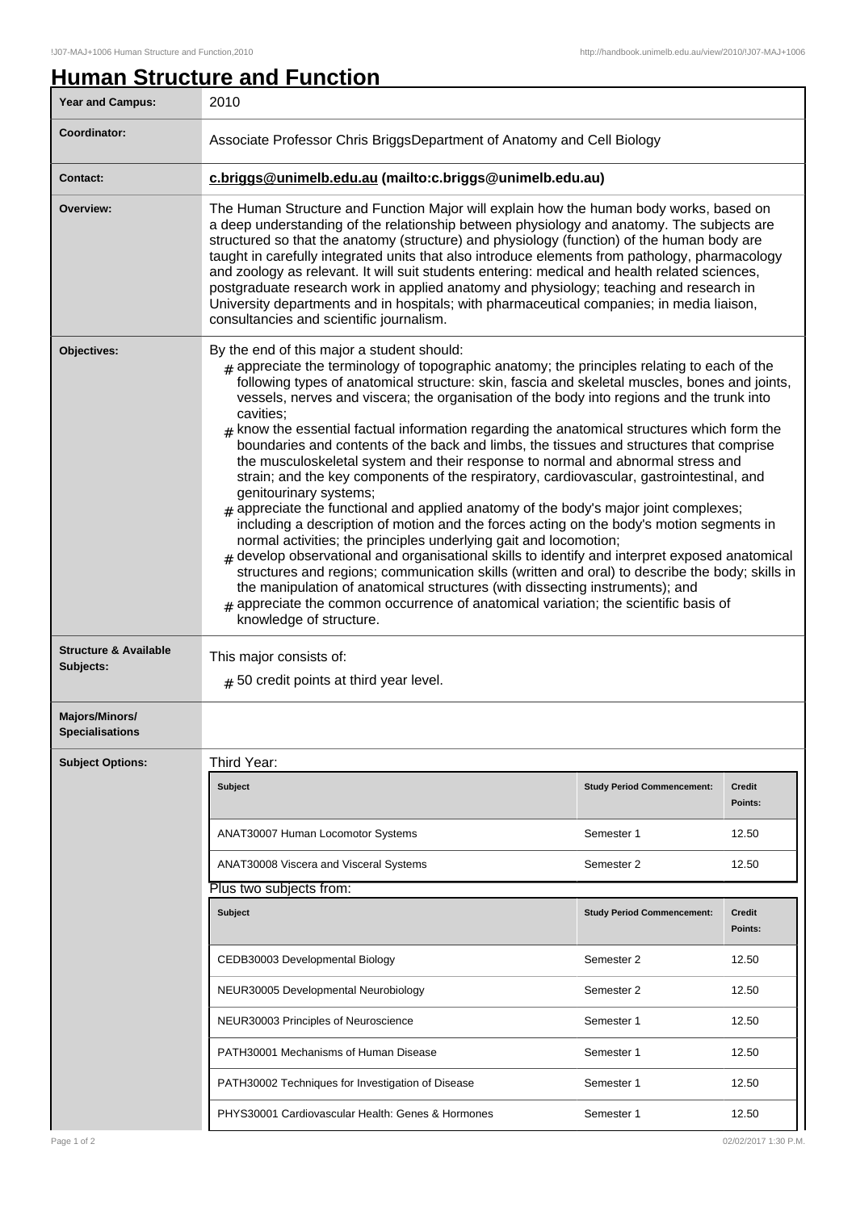# Human Structure and Function

| Year and Campus: | 2010 |
|---|---|
| Coordinator: | Associate Professor Chris BriggsDepartment of Anatomy and Cell Biology |
| Contact: | **c.briggs@unimelb.edu.au (mailto:c.briggs@unimelb.edu.au)** |
| Overview: | The Human Structure and Function Major will explain how the human body works, based on a deep understanding of the relationship between physiology and anatomy. The subjects are structured so that the anatomy (structure) and physiology (function) of the human body are taught in carefully integrated units that also introduce elements from pathology, pharmacology and zoology as relevant. It will suit students entering: medical and health related sciences, postgraduate research work in applied anatomy and physiology; teaching and research in University departments and in hospitals; with pharmaceutical companies; in media liaison, consultancies and scientific journalism. |
| Objectives: | By the end of this major a student should:<br># appreciate the terminology of topographic anatomy; the principles relating to each of the following types of anatomical structure: skin, fascia and skeletal muscles, bones and joints, vessels, nerves and viscera; the organisation of the body into regions and the trunk into cavities;<br># know the essential factual information regarding the anatomical structures which form the boundaries and contents of the back and limbs, the tissues and structures that comprise the musculoskeletal system and their response to normal and abnormal stress and strain; and the key components of the respiratory, cardiovascular, gastrointestinal, and genitourinary systems;<br># appreciate the functional and applied anatomy of the body's major joint complexes; including a description of motion and the forces acting on the body's motion segments in normal activities; the principles underlying gait and locomotion;<br># develop observational and organisational skills to identify and interpret exposed anatomical structures and regions; communication skills (written and oral) to describe the body; skills in the manipulation of anatomical structures (with dissecting instruments); and<br># appreciate the common occurrence of anatomical variation; the scientific basis of knowledge of structure. |
| Structure & Available Subjects: | This major consists of:<br># 50 credit points at third year level. |
| Majors/Minors/ Specialisations | |
| Subject Options: | Third Year: |

| Subject | Study Period Commencement: | Credit Points: |
|---|---|---|
| ANAT30007 Human Locomotor Systems | Semester 1 | 12.50 |
| ANAT30008 Viscera and Visceral Systems | Semester 2 | 12.50 |

Plus two subjects from:

| Subject | Study Period Commencement: | Credit Points: |
|---|---|---|
| CEDB30003 Developmental Biology | Semester 2 | 12.50 |
| NEUR30005 Developmental Neurobiology | Semester 2 | 12.50 |
| NEUR30003 Principles of Neuroscience | Semester 1 | 12.50 |
| PATH30001 Mechanisms of Human Disease | Semester 1 | 12.50 |
| PATH30002 Techniques for Investigation of Disease | Semester 1 | 12.50 |
| PHYS30001 Cardiovascular Health: Genes & Hormones | Semester 1 | 12.50 |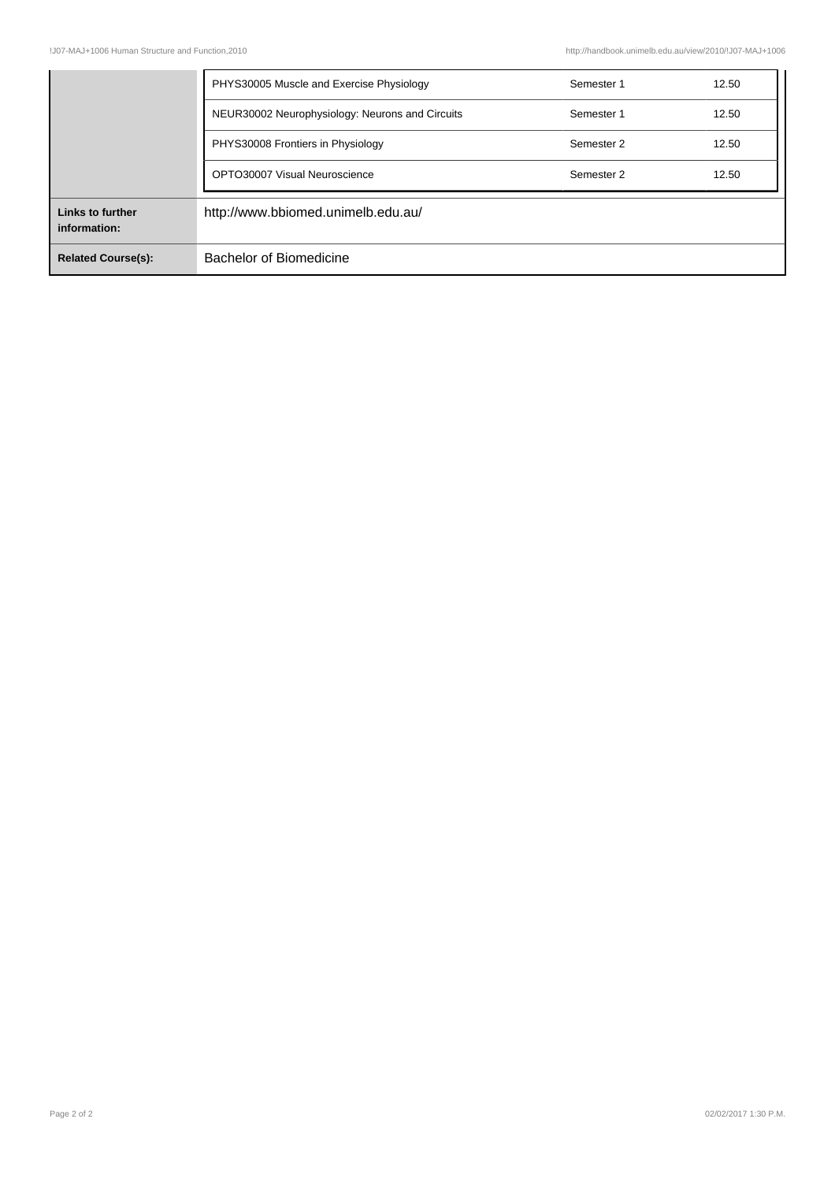| | | | |
|---|---|---|---|
| | PHYS30005 Muscle and Exercise Physiology | Semester 1 | 12.50 |
| | NEUR30002 Neurophysiology: Neurons and Circuits | Semester 1 | 12.50 |
| | PHYS30008 Frontiers in Physiology | Semester 2 | 12.50 |
| | OPTO30007 Visual Neuroscience | Semester 2 | 12.50 |
| **Links to further information:** | http://www.bbiomed.unimelb.edu.au/ | | |
| **Related Course(s):** | Bachelor of Biomedicine | | |